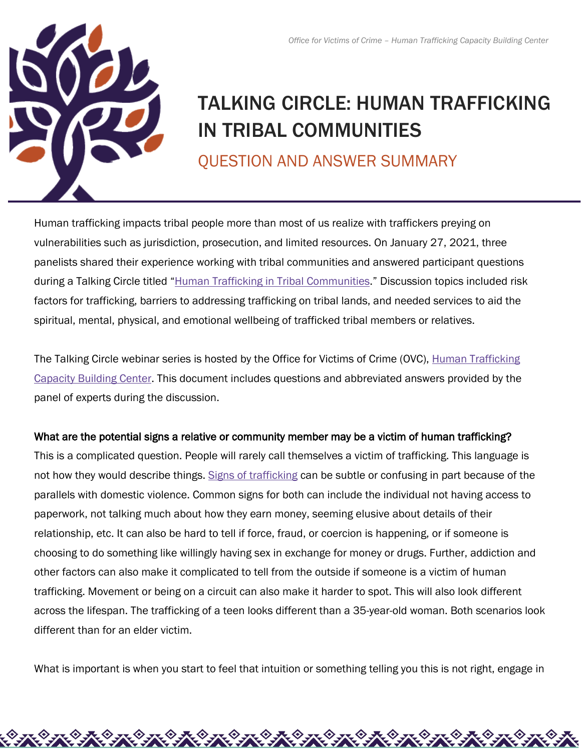# TALKING CIRCLE: HUMAN TRAFFICKING IN TRIBAL COMMUNITIES

## QUESTION AND ANSWER SUMMARY

Human trafficking impacts tribal people more than most of us realize with traffickers preying on vulnerabilities such as jurisdiction, prosecution, and limited resources. On January 27, 2021, three panelists shared their experience working with tribal communities and answered participant questions during a Talking Circle titled "Human Trafficking in Tribal Communities." Discussion topics included risk factors for trafficking, barriers to addressing trafficking on tribal lands, and needed services to aid the spiritual, mental, physical, and emotional wellbeing of trafficked tribal members or relatives.

The Talking Circle webinar series is hosted by the Office for Victims of Crime (OVC), Human Trafficking Capacity Building Center. This document includes questions and abbreviated answers provided by the panel of experts during the discussion.

**What are the potential signs a relative or community member may be a victim of human trafficking?**

This is a complicated question. People will rarely call themselves a victim of trafficking. This language is not how they would describe things. Signs of trafficking can be subtle or confusing in part because of the parallels with domestic violence. Common signs for both can include the individual not having access to paperwork, not talking much about how they earn money, seeming elusive about details of their relationship, etc. It can also be hard to tell if force, fraud, or coercion is happening, or if someone is choosing to do something like willingly having sex in exchange for money or drugs. Further, addiction and other factors can also make it complicated to tell from the outside if someone is a victim of human trafficking. Movement or being on a circuit can also make it harder to spot. This will also look different across the lifespan. The trafficking of a teen looks different than a 35-year-old woman. Both scenarios look different than for an elder victim.

What is important is when you start to feel that intuition or something telling you this is not right, engage in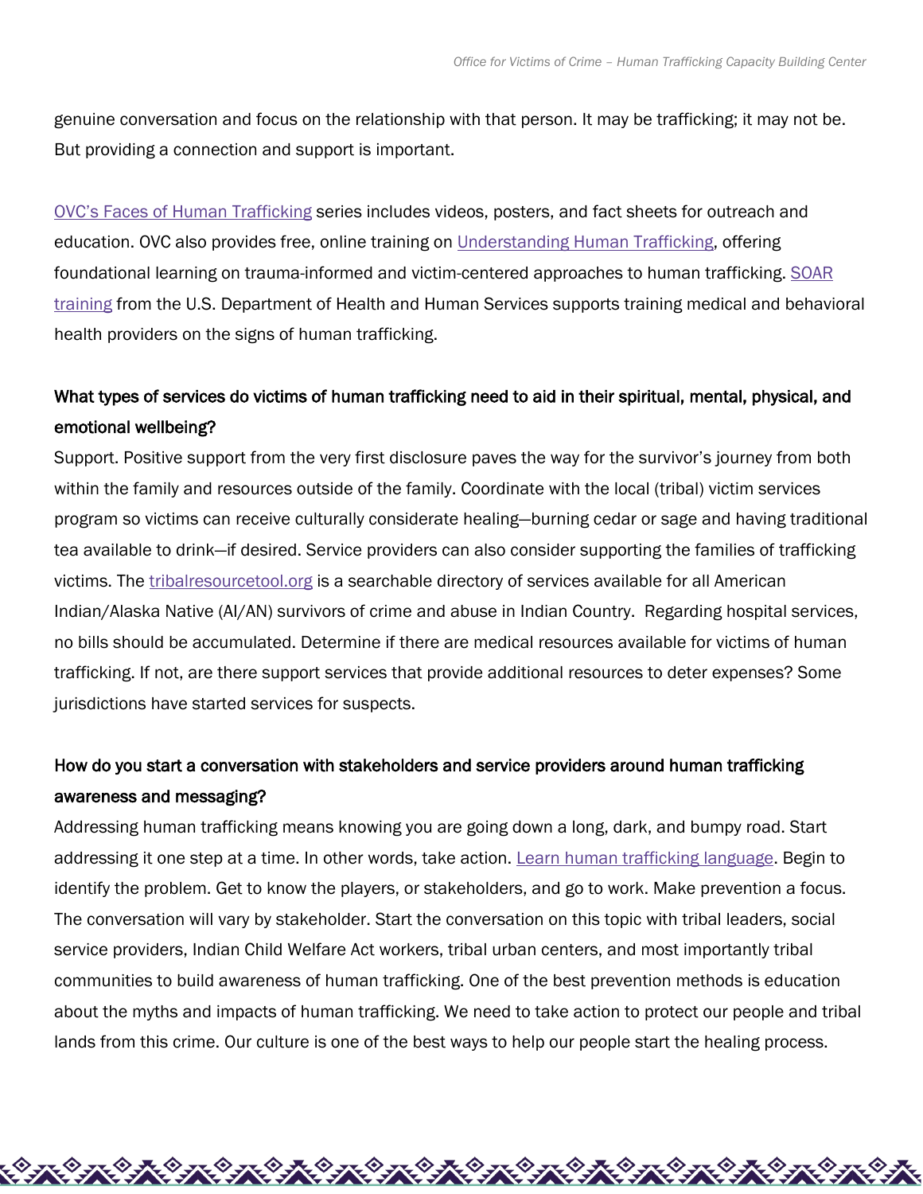genuine conversation and focus on the relationship with that person. It may be trafficking; it may not be. But providing a connection and support is important.

OVC's Faces of Human Trafficking series includes videos, posters, and fact sheets for outreach and education. OVC also provides free, online training on Understanding Human Trafficking, offering foundational learning on trauma-informed and victim-centered approaches to human trafficking. SOAR training from the U.S. Department of Health and Human Services supports training medical and behavioral health providers on the signs of human trafficking.

**What types of services do victims of human trafficking need to aid in their spiritual, mental, physical, and emotional wellbeing?**

Support. Positive support from the very first disclosure paves the way for the survivor's journey from both within the family and resources outside of the family. Coordinate with the local (tribal) victim services program so victims can receive culturally considerate healing—burning cedar or sage and having traditional tea available to drink—if desired. Service providers can also consider supporting the families of trafficking victims. The tribalresourcetool.org is a searchable directory of services available for all American Indian/Alaska Native (AI/AN) survivors of crime and abuse in Indian Country. Regarding hospital services, no bills should be accumulated. Determine if there are medical resources available for victims of human trafficking. If not, are there support services that provide additional resources to deter expenses? Some jurisdictions have started services for suspects.

**How do you start a conversation with stakeholders and service providers around human trafficking awareness and messaging?**

Addressing human trafficking means knowing you are going down a long, dark, and bumpy road. Start addressing it one step at a time. In other words, take action. Learn human trafficking language. Begin to identify the problem. Get to know the players, or stakeholders, and go to work. Make prevention a focus. The conversation will vary by stakeholder. Start the conversation on this topic with tribal leaders, social service providers, Indian Child Welfare Act workers, tribal urban centers, and most importantly tribal communities to build awareness of human trafficking. One of the best prevention methods is education about the myths and impacts of human trafficking. We need to take action to protect our people and tribal lands from this crime. Our culture is one of the best ways to help our people start the healing process.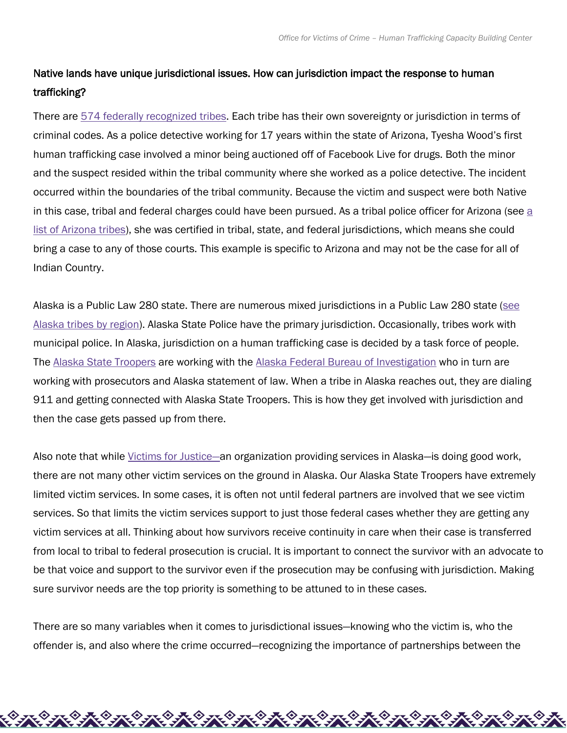**Native lands have unique jurisdictional issues. How can jurisdiction impact the response to human trafficking?**

There are 574 federally recognized tribes. Each tribe has their own sovereignty or jurisdiction in terms of criminal codes. As a police detective working for 17 years within the state of Arizona, Tyesha Wood's first human trafficking case involved a minor being auctioned off of Facebook Live for drugs. Both the minor and the suspect resided within the tribal community where she worked as a police detective. The incident occurred within the boundaries of the tribal community. Because the victim and suspect were both Native in this case, tribal and federal charges could have been pursued. As a tribal police officer for Arizona (see a list of Arizona tribes), she was certified in tribal, state, and federal jurisdictions, which means she could bring a case to any of those courts. This example is specific to Arizona and may not be the case for all of Indian Country.

Alaska is a Public Law 280 state. There are numerous mixed jurisdictions in a Public Law 280 state (see Alaska tribes by region). Alaska State Police have the primary jurisdiction. Occasionally, tribes work with municipal police. In Alaska, jurisdiction on a human trafficking case is decided by a task force of people. The Alaska State Troopers are working with the Alaska Federal Bureau of Investigation who in turn are working with prosecutors and Alaska statement of law. When a tribe in Alaska reaches out, they are dialing 911 and getting connected with Alaska State Troopers. This is how they get involved with jurisdiction and then the case gets passed up from there.

Also note that while Victims for Justice—an organization providing services in Alaska—is doing good work, there are not many other victim services on the ground in Alaska. Our Alaska State Troopers have extremely limited victim services. In some cases, it is often not until federal partners are involved that we see victim services. So that limits the victim services support to just those federal cases whether they are getting any victim services at all. Thinking about how survivors receive continuity in care when their case is transferred from local to tribal to federal prosecution is crucial. It is important to connect the survivor with an advocate to be that voice and support to the survivor even if the prosecution may be confusing with jurisdiction. Making sure survivor needs are the top priority is something to be attuned to in these cases.

There are so many variables when it comes to jurisdictional issues—knowing who the victim is, who the offender is, and also where the crime occurred—recognizing the importance of partnerships between the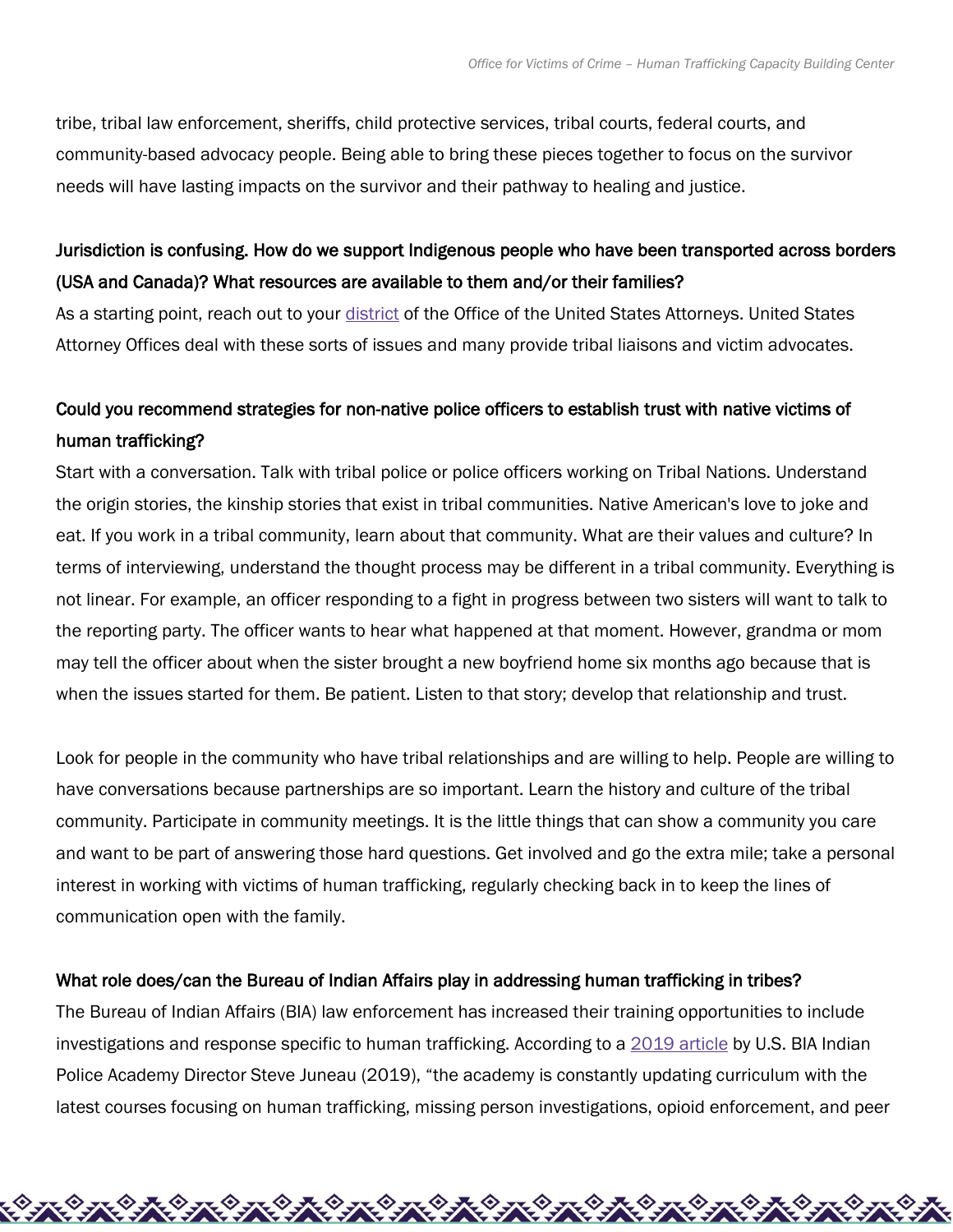tribe, tribal law enforcement, sheriffs, child protective services, tribal courts, federal courts, and community-based advocacy people. Being able to bring these pieces together to focus on the survivor needs will have lasting impacts on the survivor and their pathway to healing and justice.

**Jurisdiction is confusing. How do we support Indigenous people who have been transported across borders (USA and Canada)? What resources are available to them and/or their families?**

As a starting point, reach out to your [district](#) of the Office of the United States Attorneys. United States Attorney Offices deal with these sorts of issues and many provide tribal liaisons and victim advocates.

**Could you recommend strategies for non-native police officers to establish trust with native victims of human trafficking?**

Start with a conversation. Talk with tribal police or police officers working on Tribal Nations. Understand the origin stories, the kinship stories that exist in tribal communities. Native American's love to joke and eat. If you work in a tribal community, learn about that community. What are their values and culture? In terms of interviewing, understand the thought process may be different in a tribal community. Everything is not linear. For example, an officer responding to a fight in progress between two sisters will want to talk to the reporting party. The officer wants to hear what happened at that moment. However, grandma or mom may tell the officer about when the sister brought a new boyfriend home six months ago because that is when the issues started for them. Be patient. Listen to that story; develop that relationship and trust.

Look for people in the community who have tribal relationships and are willing to help. People are willing to have conversations because partnerships are so important. Learn the history and culture of the tribal community. Participate in community meetings. It is the little things that can show a community you care and want to be part of answering those hard questions. Get involved and go the extra mile; take a personal interest in working with victims of human trafficking, regularly checking back in to keep the lines of communication open with the family.

**What role does/can the Bureau of Indian Affairs play in addressing human trafficking in tribes?**

The Bureau of Indian Affairs (BIA) law enforcement has increased their training opportunities to include investigations and response specific to human trafficking. According to a [2019 article](#) by U.S. BIA Indian Police Academy Director Steve Juneau (2019), "the academy is constantly updating curriculum with the latest courses focusing on human trafficking, missing person investigations, opioid enforcement, and peer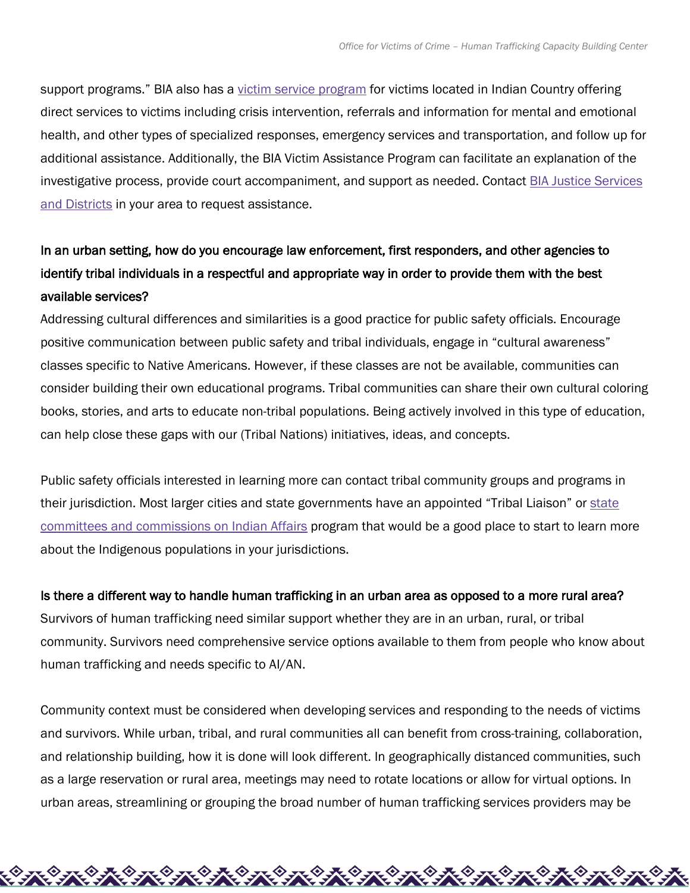support programs." BIA also has a victim service program for victims located in Indian Country offering direct services to victims including crisis intervention, referrals and information for mental and emotional health, and other types of specialized responses, emergency services and transportation, and follow up for additional assistance. Additionally, the BIA Victim Assistance Program can facilitate an explanation of the investigative process, provide court accompaniment, and support as needed. Contact BIA Justice Services and Districts in your area to request assistance.

**In an urban setting, how do you encourage law enforcement, first responders, and other agencies to identify tribal individuals in a respectful and appropriate way in order to provide them with the best available services?**

Addressing cultural differences and similarities is a good practice for public safety officials. Encourage positive communication between public safety and tribal individuals, engage in "cultural awareness" classes specific to Native Americans. However, if these classes are not be available, communities can consider building their own educational programs. Tribal communities can share their own cultural coloring books, stories, and arts to educate non-tribal populations. Being actively involved in this type of education, can help close these gaps with our (Tribal Nations) initiatives, ideas, and concepts.

Public safety officials interested in learning more can contact tribal community groups and programs in their jurisdiction. Most larger cities and state governments have an appointed "Tribal Liaison" or state committees and commissions on Indian Affairs program that would be a good place to start to learn more about the Indigenous populations in your jurisdictions.

**Is there a different way to handle human trafficking in an urban area as opposed to a more rural area?**

Survivors of human trafficking need similar support whether they are in an urban, rural, or tribal community. Survivors need comprehensive service options available to them from people who know about human trafficking and needs specific to AI/AN.

Community context must be considered when developing services and responding to the needs of victims and survivors. While urban, tribal, and rural communities all can benefit from cross-training, collaboration, and relationship building, how it is done will look different. In geographically distanced communities, such as a large reservation or rural area, meetings may need to rotate locations or allow for virtual options. In urban areas, streamlining or grouping the broad number of human trafficking services providers may be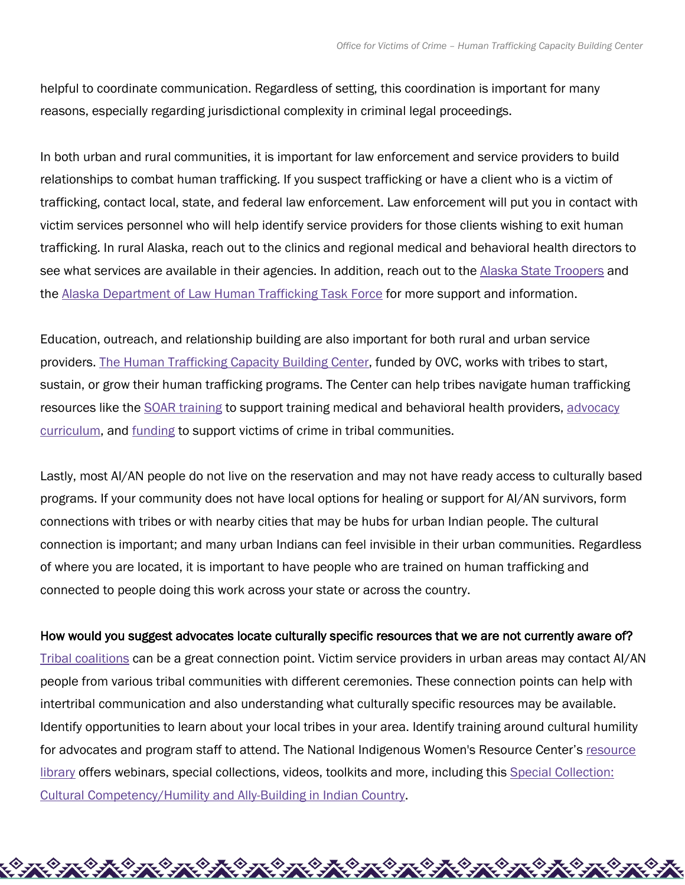helpful to coordinate communication. Regardless of setting, this coordination is important for many reasons, especially regarding jurisdictional complexity in criminal legal proceedings.

In both urban and rural communities, it is important for law enforcement and service providers to build relationships to combat human trafficking. If you suspect trafficking or have a client who is a victim of trafficking, contact local, state, and federal law enforcement. Law enforcement will put you in contact with victim services personnel who will help identify service providers for those clients wishing to exit human trafficking. In rural Alaska, reach out to the clinics and regional medical and behavioral health directors to see what services are available in their agencies. In addition, reach out to the Alaska State Troopers and the Alaska Department of Law Human Trafficking Task Force for more support and information.

Education, outreach, and relationship building are also important for both rural and urban service providers. The Human Trafficking Capacity Building Center, funded by OVC, works with tribes to start, sustain, or grow their human trafficking programs. The Center can help tribes navigate human trafficking resources like the SOAR training to support training medical and behavioral health providers, advocacy curriculum, and funding to support victims of crime in tribal communities.

Lastly, most AI/AN people do not live on the reservation and may not have ready access to culturally based programs. If your community does not have local options for healing or support for AI/AN survivors, form connections with tribes or with nearby cities that may be hubs for urban Indian people. The cultural connection is important; and many urban Indians can feel invisible in their urban communities. Regardless of where you are located, it is important to have people who are trained on human trafficking and connected to people doing this work across your state or across the country.

**How would you suggest advocates locate culturally specific resources that we are not currently aware of?**

Tribal coalitions can be a great connection point. Victim service providers in urban areas may contact AI/AN people from various tribal communities with different ceremonies. These connection points can help with intertribal communication and also understanding what culturally specific resources may be available. Identify opportunities to learn about your local tribes in your area. Identify training around cultural humility for advocates and program staff to attend. The National Indigenous Women's Resource Center's resource library offers webinars, special collections, videos, toolkits and more, including this Special Collection: Cultural Competency/Humility and Ally-Building in Indian Country.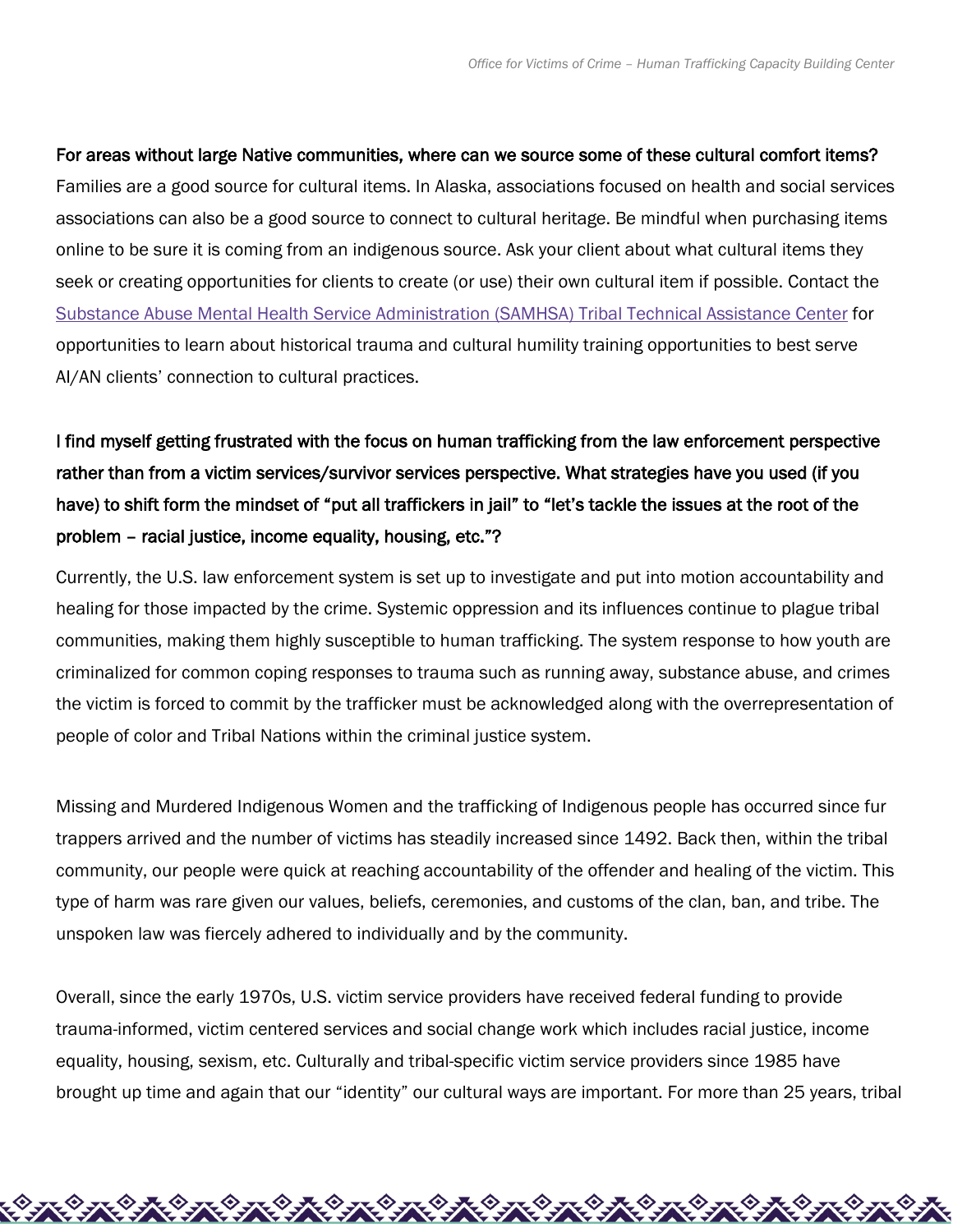**For areas without large Native communities, where can we source some of these cultural comfort items?**

Families are a good source for cultural items. In Alaska, associations focused on health and social services associations can also be a good source to connect to cultural heritage. Be mindful when purchasing items online to be sure it is coming from an indigenous source. Ask your client about what cultural items they seek or creating opportunities for clients to create (or use) their own cultural item if possible. Contact the [Substance Abuse Mental Health Service Administration (SAMHSA) Tribal Technical Assistance Center](#) for opportunities to learn about historical trauma and cultural humility training opportunities to best serve AI/AN clients' connection to cultural practices.

**I find myself getting frustrated with the focus on human trafficking from the law enforcement perspective rather than from a victim services/survivor services perspective. What strategies have you used (if you have) to shift form the mindset of "put all traffickers in jail" to "let's tackle the issues at the root of the problem – racial justice, income equality, housing, etc."?**

Currently, the U.S. law enforcement system is set up to investigate and put into motion accountability and healing for those impacted by the crime. Systemic oppression and its influences continue to plague tribal communities, making them highly susceptible to human trafficking. The system response to how youth are criminalized for common coping responses to trauma such as running away, substance abuse, and crimes the victim is forced to commit by the trafficker must be acknowledged along with the overrepresentation of people of color and Tribal Nations within the criminal justice system.

Missing and Murdered Indigenous Women and the trafficking of Indigenous people has occurred since fur trappers arrived and the number of victims has steadily increased since 1492. Back then, within the tribal community, our people were quick at reaching accountability of the offender and healing of the victim. This type of harm was rare given our values, beliefs, ceremonies, and customs of the clan, ban, and tribe. The unspoken law was fiercely adhered to individually and by the community.

Overall, since the early 1970s, U.S. victim service providers have received federal funding to provide trauma-informed, victim centered services and social change work which includes racial justice, income equality, housing, sexism, etc. Culturally and tribal-specific victim service providers since 1985 have brought up time and again that our "identity" our cultural ways are important. For more than 25 years, tribal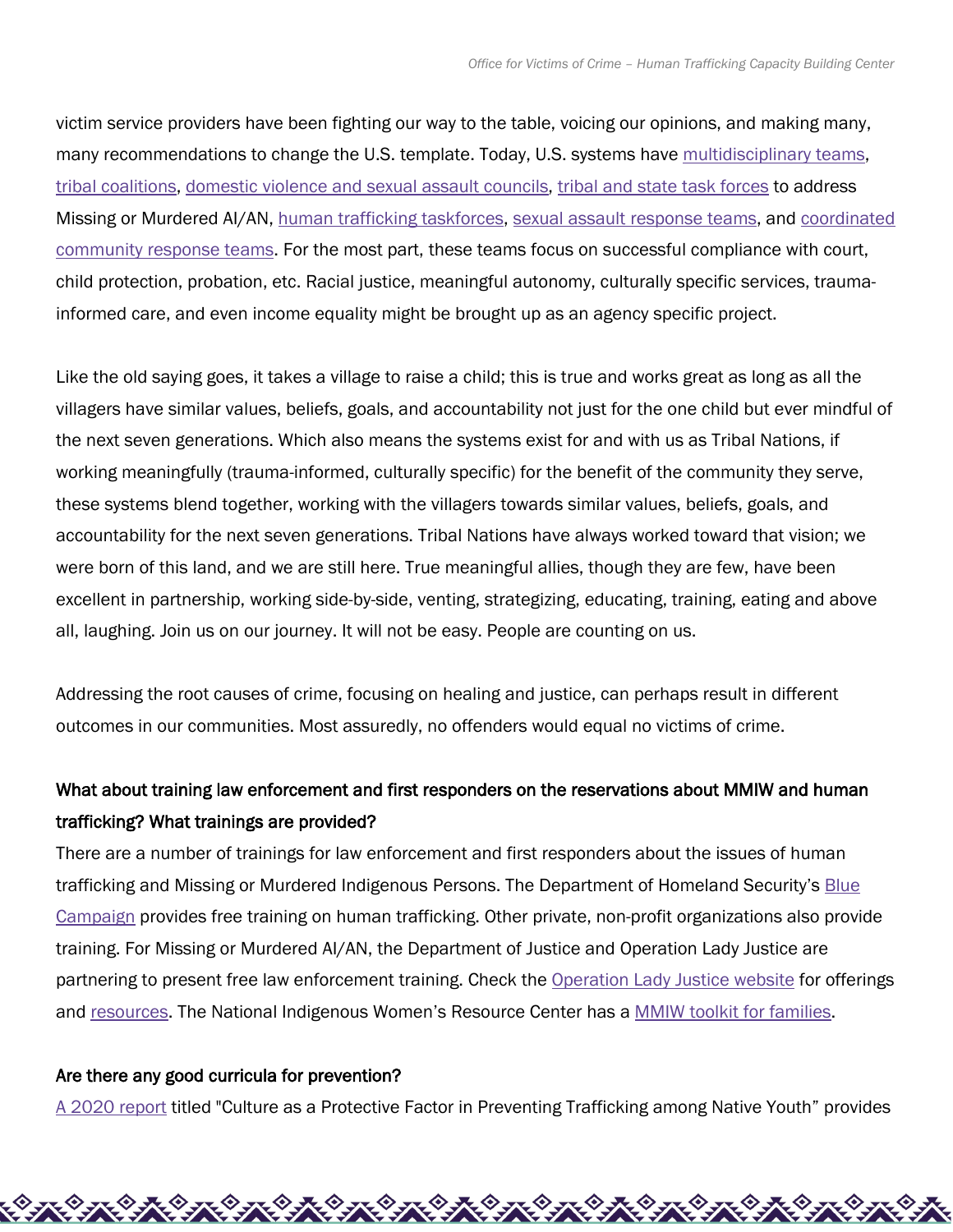victim service providers have been fighting our way to the table, voicing our opinions, and making many, many recommendations to change the U.S. template. Today, U.S. systems have multidisciplinary teams, tribal coalitions, domestic violence and sexual assault councils, tribal and state task forces to address Missing or Murdered AI/AN, human trafficking taskforces, sexual assault response teams, and coordinated community response teams. For the most part, these teams focus on successful compliance with court, child protection, probation, etc. Racial justice, meaningful autonomy, culturally specific services, trauma-informed care, and even income equality might be brought up as an agency specific project.

Like the old saying goes, it takes a village to raise a child; this is true and works great as long as all the villagers have similar values, beliefs, goals, and accountability not just for the one child but ever mindful of the next seven generations. Which also means the systems exist for and with us as Tribal Nations, if working meaningfully (trauma-informed, culturally specific) for the benefit of the community they serve, these systems blend together, working with the villagers towards similar values, beliefs, goals, and accountability for the next seven generations. Tribal Nations have always worked toward that vision; we were born of this land, and we are still here. True meaningful allies, though they are few, have been excellent in partnership, working side-by-side, venting, strategizing, educating, training, eating and above all, laughing. Join us on our journey. It will not be easy. People are counting on us.

Addressing the root causes of crime, focusing on healing and justice, can perhaps result in different outcomes in our communities. Most assuredly, no offenders would equal no victims of crime.

**What about training law enforcement and first responders on the reservations about MMIW and human trafficking? What trainings are provided?**

There are a number of trainings for law enforcement and first responders about the issues of human trafficking and Missing or Murdered Indigenous Persons. The Department of Homeland Security's Blue Campaign provides free training on human trafficking. Other private, non-profit organizations also provide training. For Missing or Murdered AI/AN, the Department of Justice and Operation Lady Justice are partnering to present free law enforcement training. Check the Operation Lady Justice website for offerings and resources. The National Indigenous Women's Resource Center has a MMIW toolkit for families.

**Are there any good curricula for prevention?**

A 2020 report titled "Culture as a Protective Factor in Preventing Trafficking among Native Youth" provides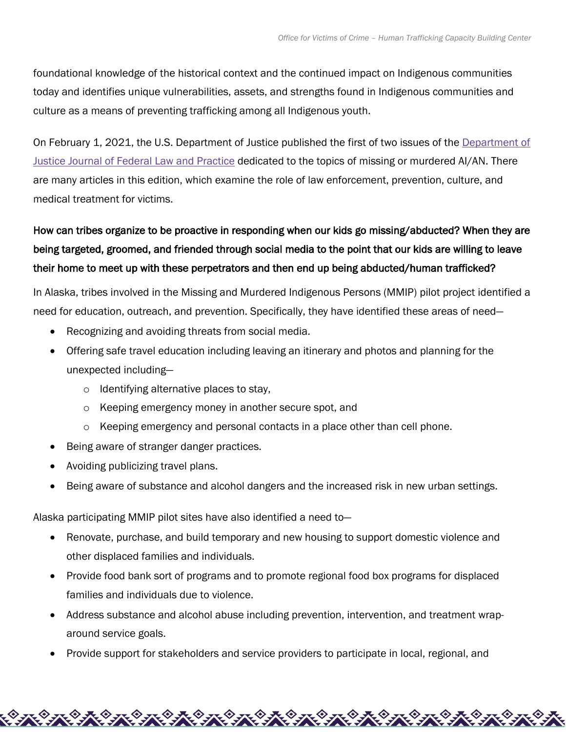foundational knowledge of the historical context and the continued impact on Indigenous communities today and identifies unique vulnerabilities, assets, and strengths found in Indigenous communities and culture as a means of preventing trafficking among all Indigenous youth.

On February 1, 2021, the U.S. Department of Justice published the first of two issues of the [Department of Justice Journal of Federal Law and Practice] dedicated to the topics of missing or murdered AI/AN. There are many articles in this edition, which examine the role of law enforcement, prevention, culture, and medical treatment for victims.

**How can tribes organize to be proactive in responding when our kids go missing/abducted? When they are being targeted, groomed, and friended through social media to the point that our kids are willing to leave their home to meet up with these perpetrators and then end up being abducted/human trafficked?**

In Alaska, tribes involved in the Missing and Murdered Indigenous Persons (MMIP) pilot project identified a need for education, outreach, and prevention. Specifically, they have identified these areas of need—

- Recognizing and avoiding threats from social media.
- Offering safe travel education including leaving an itinerary and photos and planning for the unexpected including—
  - Identifying alternative places to stay,
  - Keeping emergency money in another secure spot, and
  - Keeping emergency and personal contacts in a place other than cell phone.
- Being aware of stranger danger practices.
- Avoiding publicizing travel plans.
- Being aware of substance and alcohol dangers and the increased risk in new urban settings.

Alaska participating MMIP pilot sites have also identified a need to—

- Renovate, purchase, and build temporary and new housing to support domestic violence and other displaced families and individuals.
- Provide food bank sort of programs and to promote regional food box programs for displaced families and individuals due to violence.
- Address substance and alcohol abuse including prevention, intervention, and treatment wrap-around service goals.
- Provide support for stakeholders and service providers to participate in local, regional, and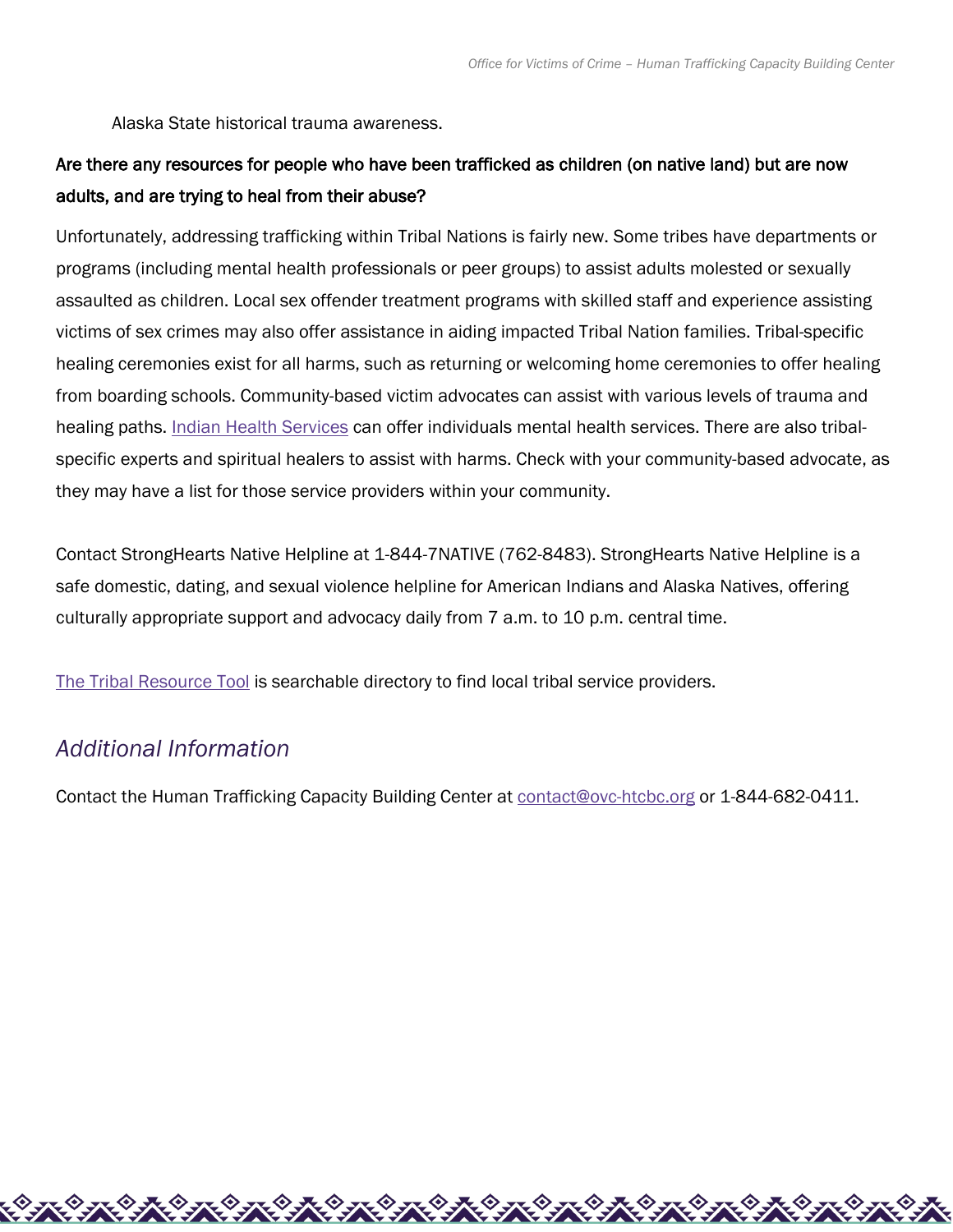Alaska State historical trauma awareness.

**Are there any resources for people who have been trafficked as children (on native land) but are now adults, and are trying to heal from their abuse?**

Unfortunately, addressing trafficking within Tribal Nations is fairly new. Some tribes have departments or programs (including mental health professionals or peer groups) to assist adults molested or sexually assaulted as children. Local sex offender treatment programs with skilled staff and experience assisting victims of sex crimes may also offer assistance in aiding impacted Tribal Nation families. Tribal-specific healing ceremonies exist for all harms, such as returning or welcoming home ceremonies to offer healing from boarding schools. Community-based victim advocates can assist with various levels of trauma and healing paths. [Indian Health Services]() can offer individuals mental health services. There are also tribal-specific experts and spiritual healers to assist with harms. Check with your community-based advocate, as they may have a list for those service providers within your community.

Contact StrongHearts Native Helpline at 1-844-7NATIVE (762-8483). StrongHearts Native Helpline is a safe domestic, dating, and sexual violence helpline for American Indians and Alaska Natives, offering culturally appropriate support and advocacy daily from 7 a.m. to 10 p.m. central time.

[The Tribal Resource Tool]() is searchable directory to find local tribal service providers.

## *Additional Information*

Contact the Human Trafficking Capacity Building Center at [contact@ovc-htcbc.org](mailto:contact@ovc-htcbc.org) or 1-844-682-0411.